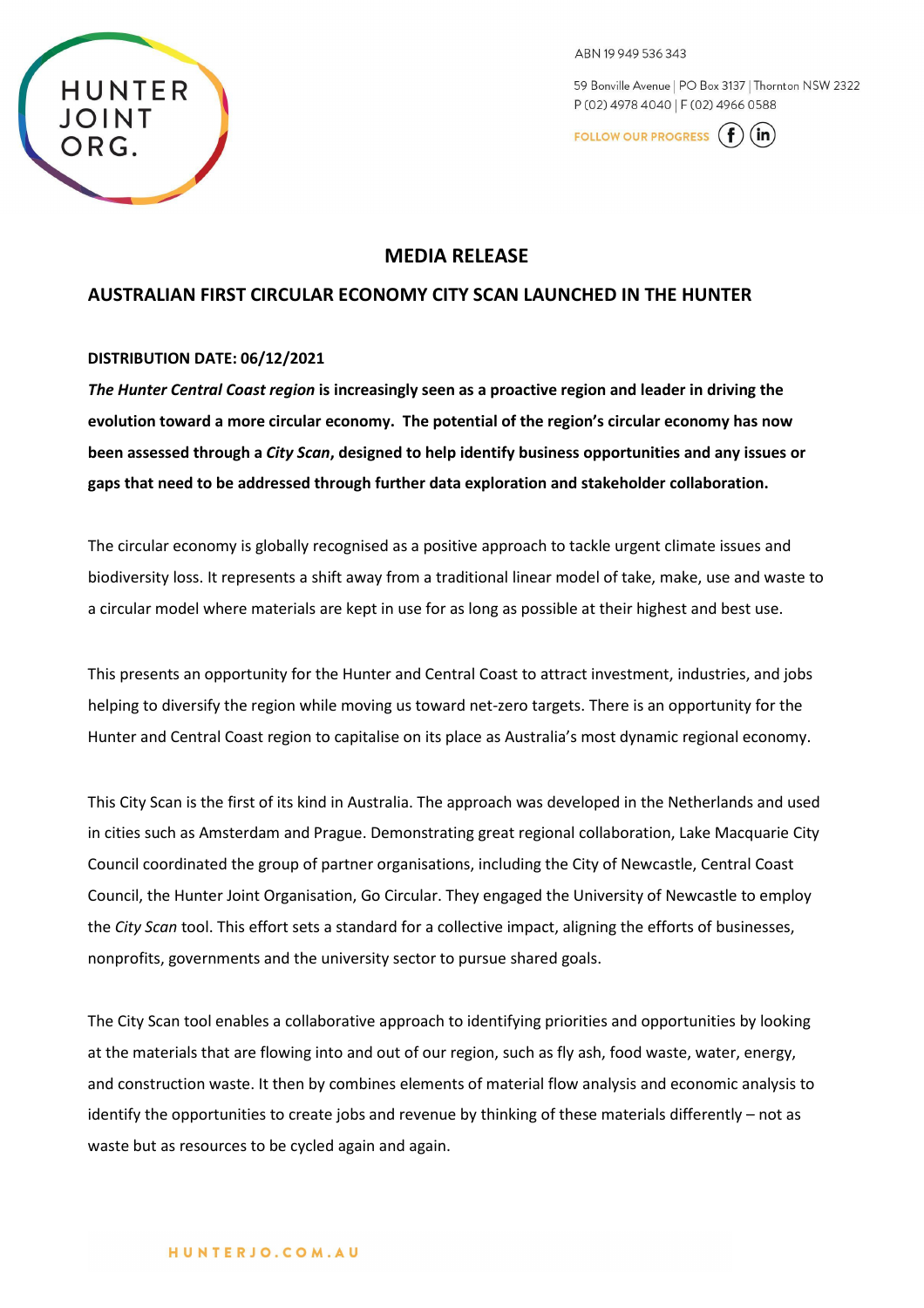ABN 19 949 536 343

59 Bonville Avenue | PO Box 3137 | Thornton NSW 2322
P (02) 4978 4040 | F (02) 4966 0588

FOLLOW OUR PROGRESS

# MEDIA RELEASE

## AUSTRALIAN FIRST CIRCULAR ECONOMY CITY SCAN LAUNCHED IN THE HUNTER

**DISTRIBUTION DATE: 06/12/2021**

***The Hunter Central Coast region* is increasingly seen as a proactive region and leader in driving the evolution toward a more circular economy. The potential of the region's circular economy has now been assessed through a *City Scan*, designed to help identify business opportunities and any issues or gaps that need to be addressed through further data exploration and stakeholder collaboration.**

The circular economy is globally recognised as a positive approach to tackle urgent climate issues and biodiversity loss. It represents a shift away from a traditional linear model of take, make, use and waste to a circular model where materials are kept in use for as long as possible at their highest and best use.

This presents an opportunity for the Hunter and Central Coast to attract investment, industries, and jobs helping to diversify the region while moving us toward net-zero targets. There is an opportunity for the Hunter and Central Coast region to capitalise on its place as Australia's most dynamic regional economy.

This City Scan is the first of its kind in Australia. The approach was developed in the Netherlands and used in cities such as Amsterdam and Prague. Demonstrating great regional collaboration, Lake Macquarie City Council coordinated the group of partner organisations, including the City of Newcastle, Central Coast Council, the Hunter Joint Organisation, Go Circular. They engaged the University of Newcastle to employ the *City Scan* tool. This effort sets a standard for a collective impact, aligning the efforts of businesses, nonprofits, governments and the university sector to pursue shared goals.

The City Scan tool enables a collaborative approach to identifying priorities and opportunities by looking at the materials that are flowing into and out of our region, such as fly ash, food waste, water, energy, and construction waste. It then by combines elements of material flow analysis and economic analysis to identify the opportunities to create jobs and revenue by thinking of these materials differently – not as waste but as resources to be cycled again and again.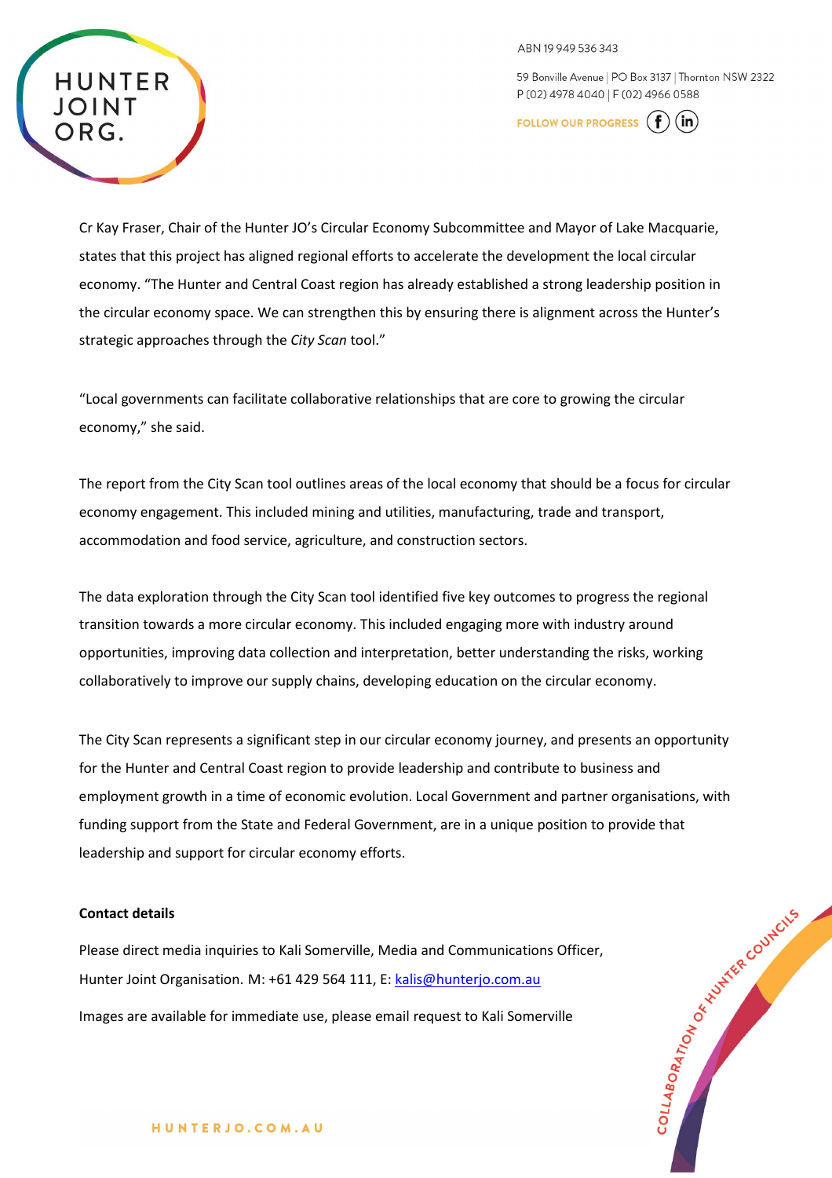Cr Kay Fraser, Chair of the Hunter JO's Circular Economy Subcommittee and Mayor of Lake Macquarie, states that this project has aligned regional efforts to accelerate the development the local circular economy. "The Hunter and Central Coast region has already established a strong leadership position in the circular economy space. We can strengthen this by ensuring there is alignment across the Hunter's strategic approaches through the *City Scan* tool."

"Local governments can facilitate collaborative relationships that are core to growing the circular economy," she said.

The report from the City Scan tool outlines areas of the local economy that should be a focus for circular economy engagement. This included mining and utilities, manufacturing, trade and transport, accommodation and food service, agriculture, and construction sectors.

The data exploration through the City Scan tool identified five key outcomes to progress the regional transition towards a more circular economy. This included engaging more with industry around opportunities, improving data collection and interpretation, better understanding the risks, working collaboratively to improve our supply chains, developing education on the circular economy.

The City Scan represents a significant step in our circular economy journey, and presents an opportunity for the Hunter and Central Coast region to provide leadership and contribute to business and employment growth in a time of economic evolution. Local Government and partner organisations, with funding support from the State and Federal Government, are in a unique position to provide that leadership and support for circular economy efforts.

**Contact details**

Please direct media inquiries to Kali Somerville, Media and Communications Officer, Hunter Joint Organisation. M: +61 429 564 111, E: kalis@hunterjo.com.au

Images are available for immediate use, please email request to Kali Somerville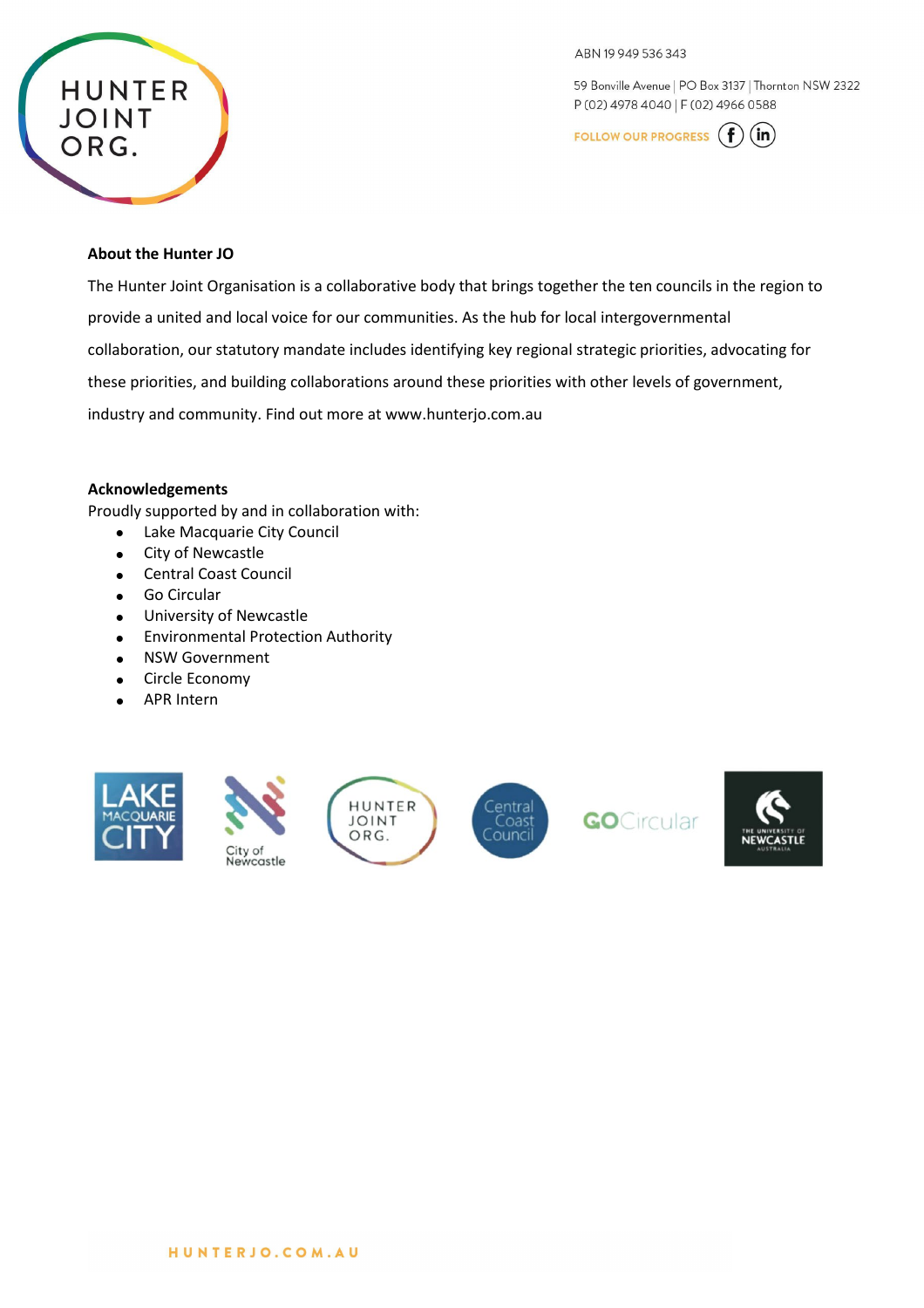ABN 19 949 536 343

59 Bonville Avenue | PO Box 3137 | Thornton NSW 2322
P (02) 4978 4040 | F (02) 4966 0588

FOLLOW OUR PROGRESS

**About the Hunter JO**

The Hunter Joint Organisation is a collaborative body that brings together the ten councils in the region to provide a united and local voice for our communities. As the hub for local intergovernmental collaboration, our statutory mandate includes identifying key regional strategic priorities, advocating for these priorities, and building collaborations around these priorities with other levels of government, industry and community. Find out more at www.hunterjo.com.au

**Acknowledgements**

Proudly supported by and in collaboration with:

- Lake Macquarie City Council
- City of Newcastle
- Central Coast Council
- Go Circular
- University of Newcastle
- Environmental Protection Authority
- NSW Government
- Circle Economy
- APR Intern